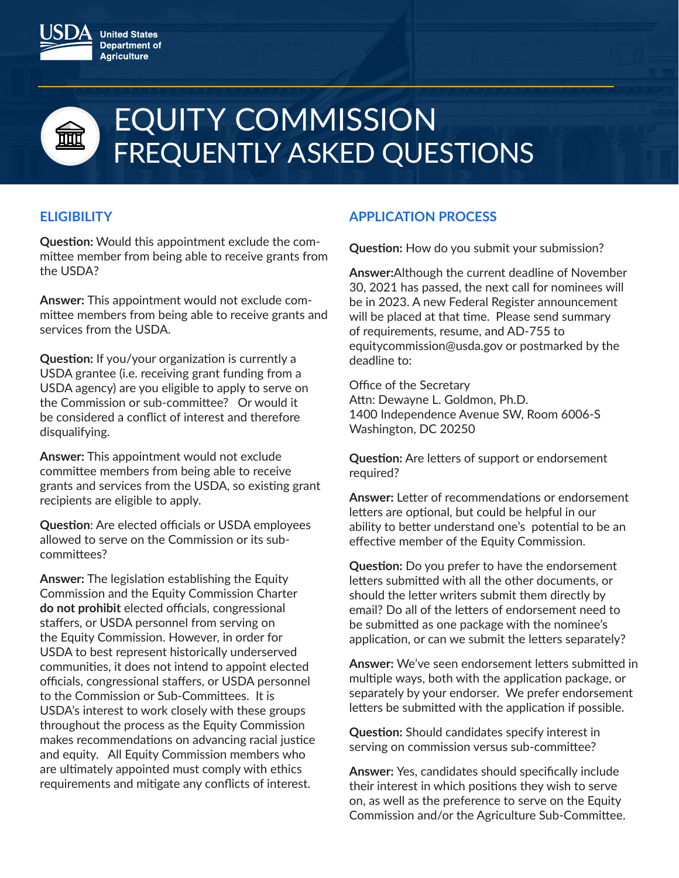USDA United States Department of Agriculture

# EQUITY COMMISSION FREQUENTLY ASKED QUESTIONS

## ELIGIBILITY

**Question:** Would this appointment exclude the committee member from being able to receive grants from the USDA?

**Answer:** This appointment would not exclude committee members from being able to receive grants and services from the USDA.

**Question:** If you/your organization is currently a USDA grantee (i.e. receiving grant funding from a USDA agency) are you eligible to apply to serve on the Commission or sub-committee? Or would it be considered a conflict of interest and therefore disqualifying.

**Answer:** This appointment would not exclude committee members from being able to receive grants and services from the USDA, so existing grant recipients are eligible to apply.

**Question**: Are elected officials or USDA employees allowed to serve on the Commission or its sub-committees?

**Answer:** The legislation establishing the Equity Commission and the Equity Commission Charter **do not prohibit** elected officials, congressional staffers, or USDA personnel from serving on the Equity Commission. However, in order for USDA to best represent historically underserved communities, it does not intend to appoint elected officials, congressional staffers, or USDA personnel to the Commission or Sub-Committees. It is USDA's interest to work closely with these groups throughout the process as the Equity Commission makes recommendations on advancing racial justice and equity. All Equity Commission members who are ultimately appointed must comply with ethics requirements and mitigate any conflicts of interest.

## APPLICATION PROCESS

**Question:** How do you submit your submission?

**Answer:**Although the current deadline of November 30, 2021 has passed, the next call for nominees will be in 2023. A new Federal Register announcement will be placed at that time. Please send summary of requirements, resume, and AD-755 to equitycommission@usda.gov or postmarked by the deadline to:

Office of the Secretary
Attn: Dewayne L. Goldmon, Ph.D.
1400 Independence Avenue SW, Room 6006-S
Washington, DC 20250

**Question:** Are letters of support or endorsement required?

**Answer:** Letter of recommendations or endorsement letters are optional, but could be helpful in our ability to better understand one's potential to be an effective member of the Equity Commission.

**Question:** Do you prefer to have the endorsement letters submitted with all the other documents, or should the letter writers submit them directly by email? Do all of the letters of endorsement need to be submitted as one package with the nominee's application, or can we submit the letters separately?

**Answer:** We've seen endorsement letters submitted in multiple ways, both with the application package, or separately by your endorser. We prefer endorsement letters be submitted with the application if possible.

**Question:** Should candidates specify interest in serving on commission versus sub-committee?

**Answer:** Yes, candidates should specifically include their interest in which positions they wish to serve on, as well as the preference to serve on the Equity Commission and/or the Agriculture Sub-Committee.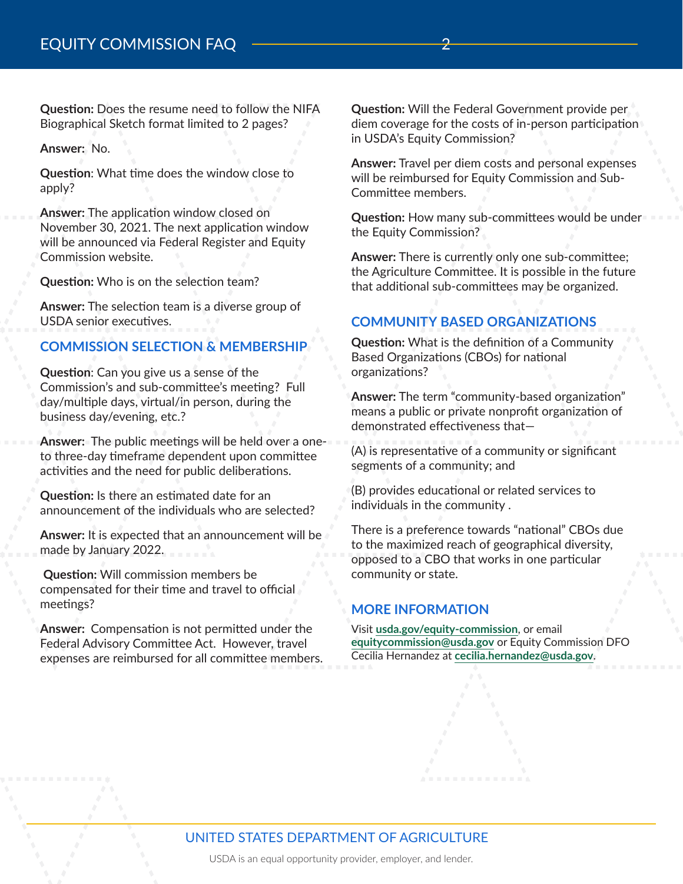**Question:** Does the resume need to follow the NIFA Biographical Sketch format limited to 2 pages?

**Answer:** No.

**Question**: What time does the window close to apply?

**Answer:** The application window closed on November 30, 2021. The next application window will be announced via Federal Register and Equity Commission website.

**Question:** Who is on the selection team?

**Answer:** The selection team is a diverse group of USDA senior executives.

## COMMISSION SELECTION & MEMBERSHIP

**Question**: Can you give us a sense of the Commission's and sub-committee's meeting? Full day/multiple days, virtual/in person, during the business day/evening, etc.?

**Answer:** The public meetings will be held over a one-to three-day timeframe dependent upon committee activities and the need for public deliberations.

**Question:** Is there an estimated date for an announcement of the individuals who are selected?

**Answer:** It is expected that an announcement will be made by January 2022.

**Question:** Will commission members be compensated for their time and travel to official meetings?

**Answer:** Compensation is not permitted under the Federal Advisory Committee Act. However, travel expenses are reimbursed for all committee members.

**Question:** Will the Federal Government provide per diem coverage for the costs of in-person participation in USDA's Equity Commission?

**Answer:** Travel per diem costs and personal expenses will be reimbursed for Equity Commission and Sub-Committee members.

**Question:** How many sub-committees would be under the Equity Commission?

**Answer:** There is currently only one sub-committee; the Agriculture Committee. It is possible in the future that additional sub-committees may be organized.

## COMMUNITY BASED ORGANIZATIONS

**Question:** What is the definition of a Community Based Organizations (CBOs) for national organizations?

**Answer:** The term "community-based organization" means a public or private nonprofit organization of demonstrated effectiveness that—

(A) is representative of a community or significant segments of a community; and

(B) provides educational or related services to individuals in the community .

There is a preference towards "national" CBOs due to the maximized reach of geographical diversity, opposed to a CBO that works in one particular community or state.

## MORE INFORMATION

Visit **usda.gov/equity-commission**, or email **equitycommission@usda.gov** or Equity Commission DFO Cecilia Hernandez at **cecilia.hernandez@usda.gov**.

UNITED STATES DEPARTMENT OF AGRICULTURE

USDA is an equal opportunity provider, employer, and lender.